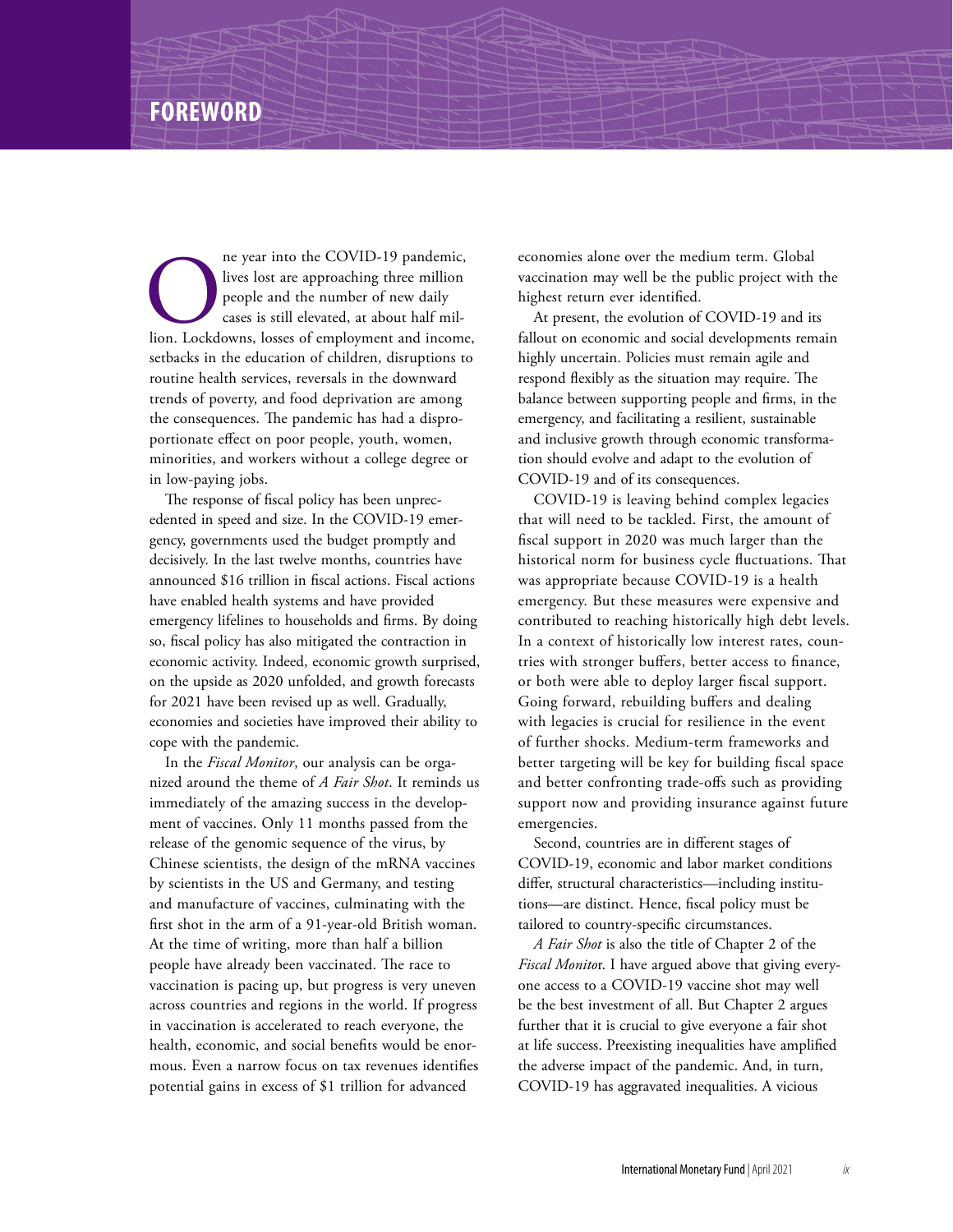# FOREWORD

One year into the COVID-19 pandemic, lives lost are approaching three million people and the number of new daily cases is still elevated, at about half million. Lockdowns, losses of employment and income, setbacks in the education of children, disruptions to routine health services, reversals in the downward trends of poverty, and food deprivation are among the consequences. The pandemic has had a disproportionate effect on poor people, youth, women, minorities, and workers without a college degree or in low-paying jobs.

The response of fiscal policy has been unprecedented in speed and size. In the COVID-19 emergency, governments used the budget promptly and decisively. In the last twelve months, countries have announced $16 trillion in fiscal actions. Fiscal actions have enabled health systems and have provided emergency lifelines to households and firms. By doing so, fiscal policy has also mitigated the contraction in economic activity. Indeed, economic growth surprised, on the upside as 2020 unfolded, and growth forecasts for 2021 have been revised up as well. Gradually, economies and societies have improved their ability to cope with the pandemic.

In the *Fiscal Monitor*, our analysis can be organized around the theme of *A Fair Shot*. It reminds us immediately of the amazing success in the development of vaccines. Only 11 months passed from the release of the genomic sequence of the virus, by Chinese scientists, the design of the mRNA vaccines by scientists in the US and Germany, and testing and manufacture of vaccines, culminating with the first shot in the arm of a 91-year-old British woman. At the time of writing, more than half a billion people have already been vaccinated. The race to vaccination is pacing up, but progress is very uneven across countries and regions in the world. If progress in vaccination is accelerated to reach everyone, the health, economic, and social benefits would be enormous. Even a narrow focus on tax revenues identifies potential gains in excess of $1 trillion for advanced economies alone over the medium term. Global vaccination may well be the public project with the highest return ever identified.

At present, the evolution of COVID-19 and its fallout on economic and social developments remain highly uncertain. Policies must remain agile and respond flexibly as the situation may require. The balance between supporting people and firms, in the emergency, and facilitating a resilient, sustainable and inclusive growth through economic transformation should evolve and adapt to the evolution of COVID-19 and of its consequences.

COVID-19 is leaving behind complex legacies that will need to be tackled. First, the amount of fiscal support in 2020 was much larger than the historical norm for business cycle fluctuations. That was appropriate because COVID-19 is a health emergency. But these measures were expensive and contributed to reaching historically high debt levels. In a context of historically low interest rates, countries with stronger buffers, better access to finance, or both were able to deploy larger fiscal support. Going forward, rebuilding buffers and dealing with legacies is crucial for resilience in the event of further shocks. Medium-term frameworks and better targeting will be key for building fiscal space and better confronting trade-offs such as providing support now and providing insurance against future emergencies.

Second, countries are in different stages of COVID-19, economic and labor market conditions differ, structural characteristics—including institutions—are distinct. Hence, fiscal policy must be tailored to country-specific circumstances.

*A Fair Shot* is also the title of Chapter 2 of the *Fiscal Monitor*. I have argued above that giving everyone access to a COVID-19 vaccine shot may well be the best investment of all. But Chapter 2 argues further that it is crucial to give everyone a fair shot at life success. Preexisting inequalities have amplified the adverse impact of the pandemic. And, in turn, COVID-19 has aggravated inequalities. A vicious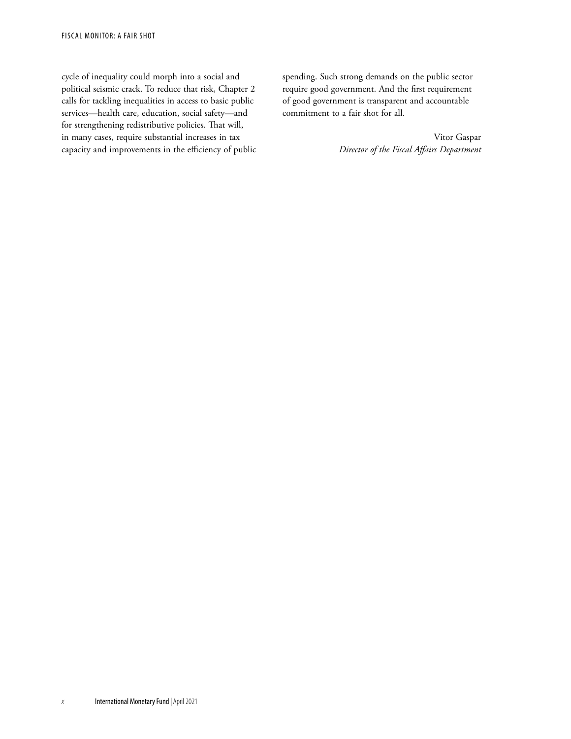cycle of inequality could morph into a social and political seismic crack. To reduce that risk, Chapter 2 calls for tackling inequalities in access to basic public services—health care, education, social safety—and for strengthening redistributive policies. That will, in many cases, require substantial increases in tax capacity and improvements in the efficiency of public spending. Such strong demands on the public sector require good government. And the first requirement of good government is transparent and accountable commitment to a fair shot for all.

Vitor Gaspar
*Director of the Fiscal Affairs Department*